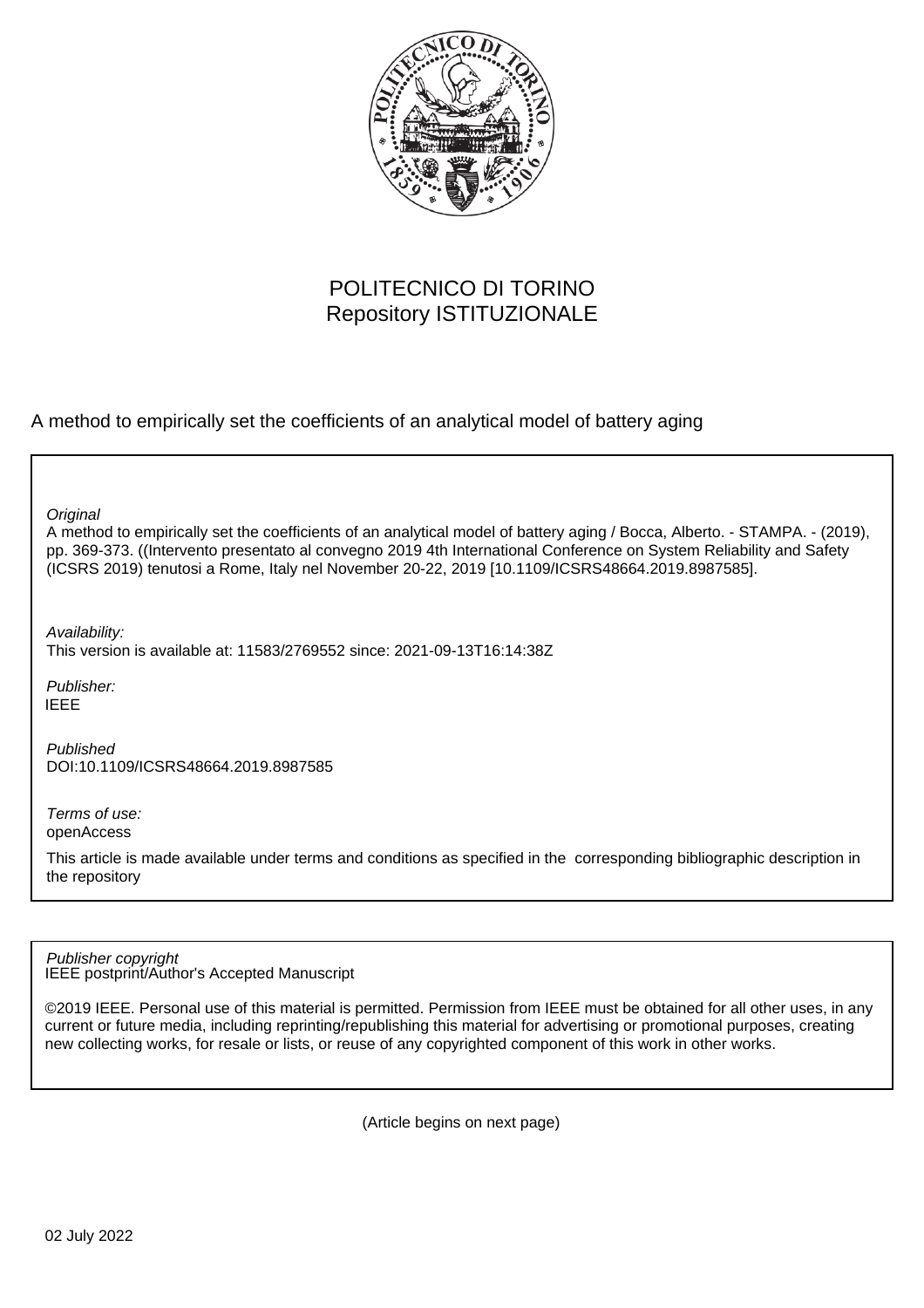POLITECNICO DI TORINO
Repository ISTITUZIONALE

A method to empirically set the coefficients of an analytical model of battery aging

*Original*
A method to empirically set the coefficients of an analytical model of battery aging / Bocca, Alberto. - STAMPA. - (2019), pp. 369-373. ((Intervento presentato al convegno 2019 4th International Conference on System Reliability and Safety (ICSRS 2019) tenutosi a Rome, Italy nel November 20-22, 2019 [10.1109/ICSRS48664.2019.8987585].

*Availability:*
This version is available at: 11583/2769552 since: 2021-09-13T16:14:38Z

*Publisher:*
IEEE

*Published*
DOI:10.1109/ICSRS48664.2019.8987585

*Terms of use:*
openAccess

This article is made available under terms and conditions as specified in the corresponding bibliographic description in the repository

*Publisher copyright*
IEEE postprint/Author's Accepted Manuscript

©2019 IEEE. Personal use of this material is permitted. Permission from IEEE must be obtained for all other uses, in any current or future media, including reprinting/republishing this material for advertising or promotional purposes, creating new collecting works, for resale or lists, or reuse of any copyrighted component of this work in other works.

(Article begins on next page)

02 July 2022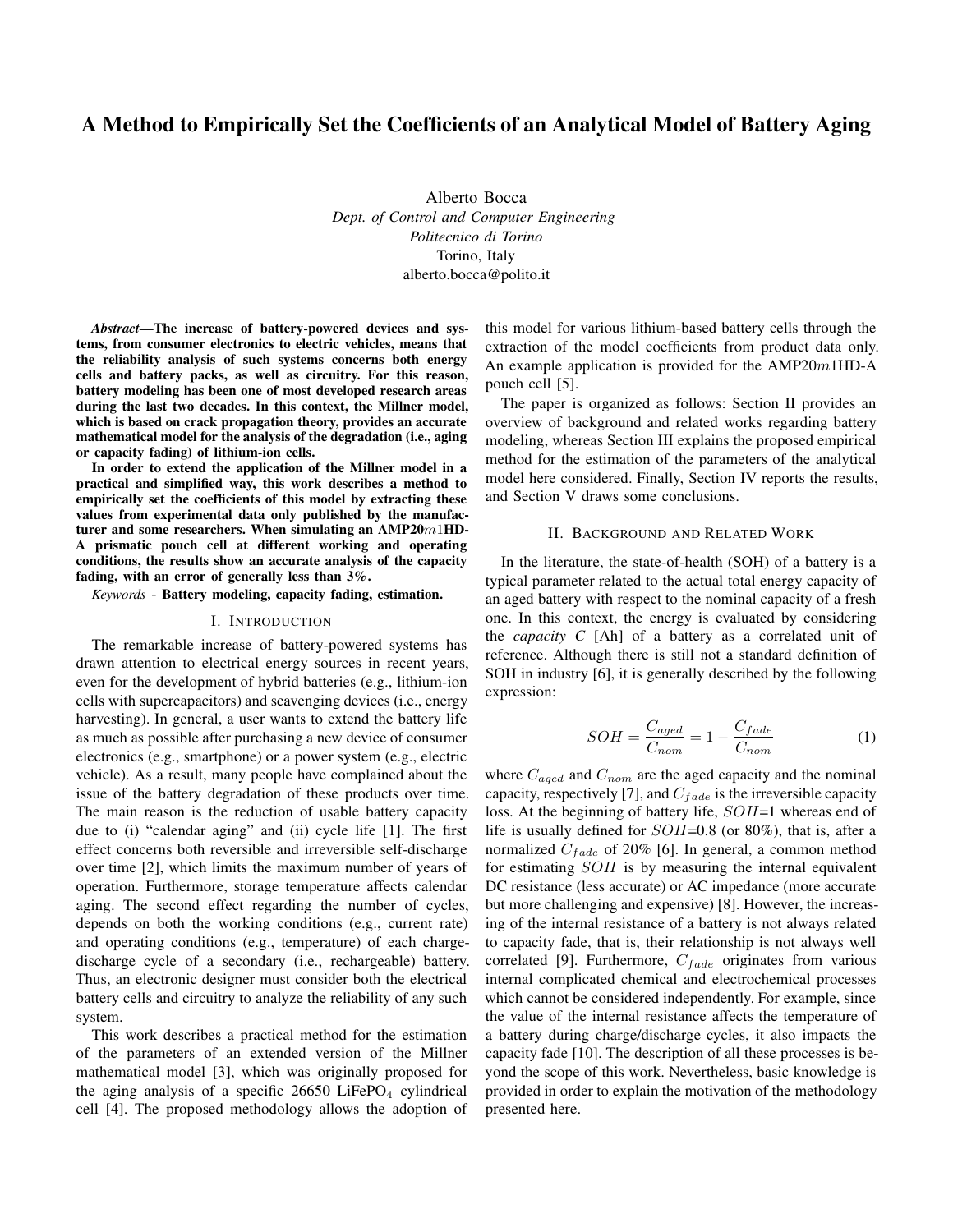# A Method to Empirically Set the Coefficients of an Analytical Model of Battery Aging

Alberto Bocca
*Dept. of Control and Computer Engineering*
*Politecnico di Torino*
Torino, Italy
alberto.bocca@polito.it

***Abstract*—The increase of battery-powered devices and systems, from consumer electronics to electric vehicles, means that the reliability analysis of such systems concerns both energy cells and battery packs, as well as circuitry. For this reason, battery modeling has been one of most developed research areas during the last two decades. In this context, the Millner model, which is based on crack propagation theory, provides an accurate mathematical model for the analysis of the degradation (i.e., aging or capacity fading) of lithium-ion cells.**

**In order to extend the application of the Millner model in a practical and simplified way, this work describes a method to empirically set the coefficients of this model by extracting these values from experimental data only published by the manufacturer and some researchers. When simulating an AMP20$m$1HD-A prismatic pouch cell at different working and operating conditions, the results show an accurate analysis of the capacity fading, with an error of generally less than 3%.**

*Keywords* - **Battery modeling, capacity fading, estimation.**

## I. Introduction

The remarkable increase of battery-powered systems has drawn attention to electrical energy sources in recent years, even for the development of hybrid batteries (e.g., lithium-ion cells with supercapacitors) and scavenging devices (i.e., energy harvesting). In general, a user wants to extend the battery life as much as possible after purchasing a new device of consumer electronics (e.g., smartphone) or a power system (e.g., electric vehicle). As a result, many people have complained about the issue of the battery degradation of these products over time. The main reason is the reduction of usable battery capacity due to (i) "calendar aging" and (ii) cycle life [1]. The first effect concerns both reversible and irreversible self-discharge over time [2], which limits the maximum number of years of operation. Furthermore, storage temperature affects calendar aging. The second effect regarding the number of cycles, depends on both the working conditions (e.g., current rate) and operating conditions (e.g., temperature) of each charge-discharge cycle of a secondary (i.e., rechargeable) battery. Thus, an electronic designer must consider both the electrical battery cells and circuitry to analyze the reliability of any such system.

This work describes a practical method for the estimation of the parameters of an extended version of the Millner mathematical model [3], which was originally proposed for the aging analysis of a specific 26650 $LiFePO_4$ cylindrical cell [4]. The proposed methodology allows the adoption of this model for various lithium-based battery cells through the extraction of the model coefficients from product data only. An example application is provided for the AMP20$m$1HD-A pouch cell [5].

The paper is organized as follows: Section II provides an overview of background and related works regarding battery modeling, whereas Section III explains the proposed empirical method for the estimation of the parameters of the analytical model here considered. Finally, Section IV reports the results, and Section V draws some conclusions.

## II. Background and Related Work

In the literature, the state-of-health (SOH) of a battery is a typical parameter related to the actual total energy capacity of an aged battery with respect to the nominal capacity of a fresh one. In this context, the energy is evaluated by considering the *capacity* $C$ [Ah] of a battery as a correlated unit of reference. Although there is still not a standard definition of SOH in industry [6], it is generally described by the following expression:

$$SOH = \frac{C_{aged}}{C_{nom}} = 1 - \frac{C_{fade}}{C_{nom}} \tag{1}$$

where $C_{aged}$ and $C_{nom}$ are the aged capacity and the nominal capacity, respectively [7], and $C_{fade}$ is the irreversible capacity loss. At the beginning of battery life, $SOH$=1 whereas end of life is usually defined for $SOH$=0.8 (or 80%), that is, after a normalized $C_{fade}$ of 20% [6]. In general, a common method for estimating $SOH$ is by measuring the internal equivalent DC resistance (less accurate) or AC impedance (more accurate but more challenging and expensive) [8]. However, the increasing of the internal resistance of a battery is not always related to capacity fade, that is, their relationship is not always well correlated [9]. Furthermore, $C_{fade}$ originates from various internal complicated chemical and electrochemical processes which cannot be considered independently. For example, since the value of the internal resistance affects the temperature of a battery during charge/discharge cycles, it also impacts the capacity fade [10]. The description of all these processes is beyond the scope of this work. Nevertheless, basic knowledge is provided in order to explain the motivation of the methodology presented here.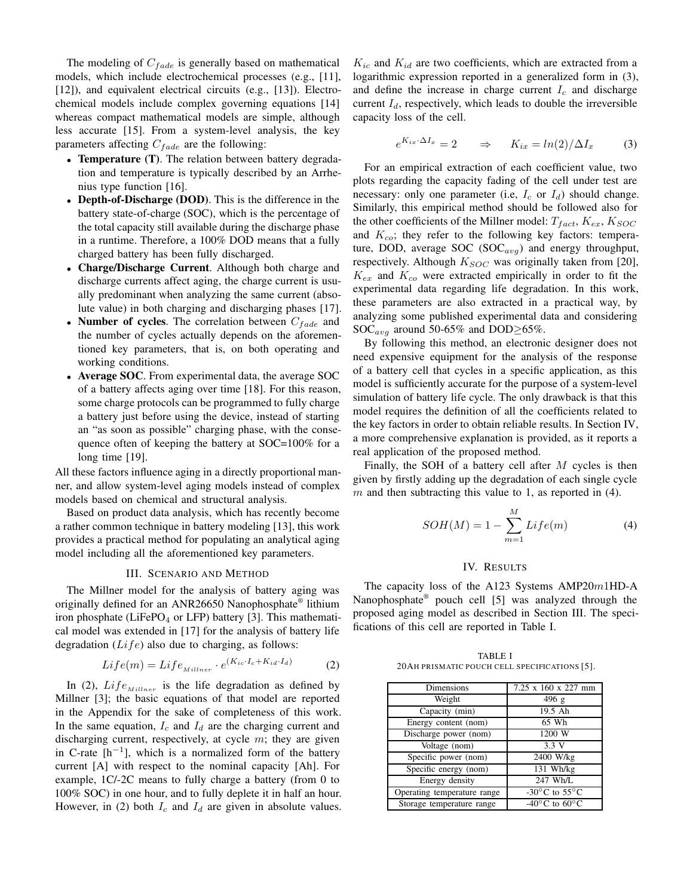The modeling of $C_{fade}$ is generally based on mathematical models, which include electrochemical processes (e.g., [11], [12]), and equivalent electrical circuits (e.g., [13]). Electrochemical models include complex governing equations [14] whereas compact mathematical models are simple, although less accurate [15]. From a system-level analysis, the key parameters affecting $C_{fade}$ are the following:

- **Temperature (T)**. The relation between battery degradation and temperature is typically described by an Arrhenius type function [16].
- **Depth-of-Discharge (DOD)**. This is the difference in the battery state-of-charge (SOC), which is the percentage of the total capacity still available during the discharge phase in a runtime. Therefore, a 100% DOD means that a fully charged battery has been fully discharged.
- **Charge/Discharge Current**. Although both charge and discharge currents affect aging, the charge current is usually predominant when analyzing the same current (absolute value) in both charging and discharging phases [17].
- **Number of cycles**. The correlation between $C_{fade}$ and the number of cycles actually depends on the aforementioned key parameters, that is, on both operating and working conditions.
- **Average SOC**. From experimental data, the average SOC of a battery affects aging over time [18]. For this reason, some charge protocols can be programmed to fully charge a battery just before using the device, instead of starting an "as soon as possible" charging phase, with the consequence often of keeping the battery at SOC=100% for a long time [19].

All these factors influence aging in a directly proportional manner, and allow system-level aging models instead of complex models based on chemical and structural analysis.

Based on product data analysis, which has recently become a rather common technique in battery modeling [13], this work provides a practical method for populating an analytical aging model including all the aforementioned key parameters.

## III. Scenario and Method

The Millner model for the analysis of battery aging was originally defined for an ANR26650 Nanophosphate® lithium iron phosphate ($LiFePO_4$ or LFP) battery [3]. This mathematical model was extended in [17] for the analysis of battery life degradation ($Life$) also due to charging, as follows:

$$Life(m) = Life_{Millner} \cdot e^{(K_{ic} \cdot I_c + K_{id} \cdot I_d)} \tag{2}$$

In (2), $Life_{Millner}$ is the life degradation as defined by Millner [3]; the basic equations of that model are reported in the Appendix for the sake of completeness of this work. In the same equation, $I_c$ and $I_d$ are the charging current and discharging current, respectively, at cycle $m$; they are given in C-rate [$h^{-1}$], which is a normalized form of the battery current [A] with respect to the nominal capacity [Ah]. For example, 1C/-2C means to fully charge a battery (from 0 to 100% SOC) in one hour, and to fully deplete it in half an hour. However, in (2) both $I_c$ and $I_d$ are given in absolute values. $K_{ic}$ and $K_{id}$ are two coefficients, which are extracted from a logarithmic expression reported in a generalized form in (3), and define the increase in charge current $I_c$ and discharge current $I_d$, respectively, which leads to double the irreversible capacity loss of the cell.

$$e^{K_{ix} \cdot \Delta I_x} = 2 \qquad \Rightarrow \qquad K_{ix} = ln(2)/\Delta I_x \tag{3}$$

For an empirical extraction of each coefficient value, two plots regarding the capacity fading of the cell under test are necessary: only one parameter (i.e, $I_c$ or $I_d$) should change. Similarly, this empirical method should be followed also for the other coefficients of the Millner model: $T_{fact}$, $K_{ex}$, $K_{SOC}$ and $K_{co}$; they refer to the following key factors: temperature, DOD, average SOC ($SOC_{avg}$) and energy throughput, respectively. Although $K_{SOC}$ was originally taken from [20], $K_{ex}$ and $K_{co}$ were extracted empirically in order to fit the experimental data regarding life degradation. In this work, these parameters are also extracted in a practical way, by analyzing some published experimental data and considering $SOC_{avg}$ around 50-65% and DOD≥65%.

By following this method, an electronic designer does not need expensive equipment for the analysis of the response of a battery cell that cycles in a specific application, as this model is sufficiently accurate for the purpose of a system-level simulation of battery life cycle. The only drawback is that this model requires the definition of all the coefficients related to the key factors in order to obtain reliable results. In Section IV, a more comprehensive explanation is provided, as it reports a real application of the proposed method.

Finally, the SOH of a battery cell after $M$ cycles is then given by firstly adding up the degradation of each single cycle $m$ and then subtracting this value to 1, as reported in (4).

$$SOH(M) = 1 - \sum_{m=1}^{M} Life(m) \tag{4}$$

## IV. Results

The capacity loss of the A123 Systems AMP20$m$1HD-A Nanophosphate® pouch cell [5] was analyzed through the proposed aging model as described in Section III. The specifications of this cell are reported in Table I.

TABLE I
20Ah prismatic pouch cell specifications [5].

| | |
|---|---|
| Dimensions | 7.25 x 160 x 227 mm |
| Weight | 496 g |
| Capacity (min) | 19.5 Ah |
| Energy content (nom) | 65 Wh |
| Discharge power (nom) | 1200 W |
| Voltage (nom) | 3.3 V |
| Specific power (nom) | 2400 W/kg |
| Specific energy (nom) | 131 Wh/kg |
| Energy density | 247 Wh/L |
| Operating temperature range | -30°C to 55°C |
| Storage temperature range | -40°C to 60°C |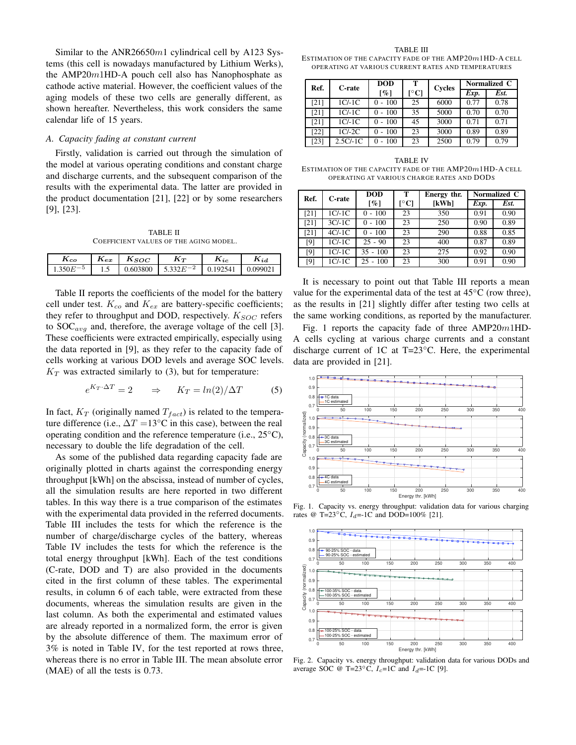Similar to the ANR26650$m$1 cylindrical cell by A123 Systems (this cell is nowadays manufactured by Lithium Werks), the AMP20$m$1HD-A pouch cell also has Nanophosphate as cathode active material. However, the coefficient values of the aging models of these two cells are generally different, as shown hereafter. Nevertheless, this work considers the same calendar life of 15 years.

### A. Capacity fading at constant current

Firstly, validation is carried out through the simulation of the model at various operating conditions and constant charge and discharge currents, and the subsequent comparison of the results with the experimental data. The latter are provided in the product documentation [21], [22] or by some researchers [9], [23].

TABLE II
COEFFICIENT VALUES OF THE AGING MODEL.

| $K_{co}$ | $K_{ex}$ | $K_{SOC}$ | $K_T$ | $K_{ic}$ | $K_{id}$ |
|---|---|---|---|---|---|
| $1.350E^{-5}$ | 1.5 | 0.603800 | $5.332E^{-2}$ | 0.192541 | 0.099021 |

Table II reports the coefficients of the model for the battery cell under test. $K_{co}$ and $K_{ex}$ are battery-specific coefficients; they refer to throughput and DOD, respectively. $K_{SOC}$ refers to SOC$_{avg}$ and, therefore, the average voltage of the cell [3]. These coefficients were extracted empirically, especially using the data reported in [9], as they refer to the capacity fade of cells working at various DOD levels and average SOC levels. $K_T$ was extracted similarly to (3), but for temperature:

$$e^{K_T \cdot \Delta T} = 2 \qquad \Rightarrow \qquad K_T = ln(2)/\Delta T \tag{5}$$

In fact, $K_T$ (originally named $T_{fact}$) is related to the temperature difference (i.e., $\Delta T$ =13°C in this case), between the real operating condition and the reference temperature (i.e., 25°C), necessary to double the life degradation of the cell.

As some of the published data regarding capacity fade are originally plotted in charts against the corresponding energy throughput [kWh] on the abscissa, instead of number of cycles, all the simulation results are here reported in two different tables. In this way there is a true comparison of the estimates with the experimental data provided in the referred documents. Table III includes the tests for which the reference is the number of charge/discharge cycles of the battery, whereas Table IV includes the tests for which the reference is the total energy throughput [kWh]. Each of the test conditions (C-rate, DOD and T) are also provided in the documents cited in the first column of these tables. The experimental results, in column 6 of each table, were extracted from these documents, whereas the simulation results are given in the last column. As both the experimental and estimated values are already reported in a normalized form, the error is given by the absolute difference of them. The maximum error of 3% is noted in Table IV, for the test reported at rows three, whereas there is no error in Table III. The mean absolute error (MAE) of all the tests is 0.73.

TABLE III
ESTIMATION OF THE CAPACITY FADE OF THE AMP20$m$1HD-A CELL OPERATING AT VARIOUS CURRENT RATES AND TEMPERATURES

| Ref. | C-rate | DOD [%] | T [°C] | Cycles | Normalized C | |
|---|---|---|---|---|---|---|
| | | | | | *Exp.* | *Est.* |
| [21] | 1C/-1C | 0 - 100 | 25 | 6000 | 0.77 | 0.78 |
| [21] | 1C/-1C | 0 - 100 | 35 | 5000 | 0.70 | 0.70 |
| [21] | 1C/-1C | 0 - 100 | 45 | 3000 | 0.71 | 0.71 |
| [22] | 1C/-2C | 0 - 100 | 23 | 3000 | 0.89 | 0.89 |
| [23] | 2.5C/-1C | 0 - 100 | 23 | 2500 | 0.79 | 0.79 |

TABLE IV
ESTIMATION OF THE CAPACITY FADE OF THE AMP20$m$1HD-A CELL OPERATING AT VARIOUS CHARGE RATES AND DODS

| Ref. | C-rate | DOD [%] | T [°C] | Energy thr. [kWh] | Normalized C | |
|---|---|---|---|---|---|---|
| | | | | | *Exp.* | *Est.* |
| [21] | 1C/-1C | 0 - 100 | 23 | 350 | 0.91 | 0.90 |
| [21] | 3C/-1C | 0 - 100 | 23 | 250 | 0.90 | 0.89 |
| [21] | 4C/-1C | 0 - 100 | 23 | 290 | 0.88 | 0.85 |
| [9] | 1C/-1C | 25 - 90 | 23 | 400 | 0.87 | 0.89 |
| [9] | 1C/-1C | 35 - 100 | 23 | 275 | 0.92 | 0.90 |
| [9] | 1C/-1C | 25 - 100 | 23 | 300 | 0.91 | 0.90 |

It is necessary to point out that Table III reports a mean value for the experimental data of the test at 45°C (row three), as the results in [21] slightly differ after testing two cells at the same working conditions, as reported by the manufacturer.

Fig. 1 reports the capacity fade of three AMP20$m$1HD-A cells cycling at various charge currents and a constant discharge current of 1C at T=23°C. Here, the experimental data are provided in [21].

Fig. 1. Capacity vs. energy throughput: validation data for various charging rates @ T=23°C, $I_d$=-1C and DOD=100% [21].

Fig. 2. Capacity vs. energy throughput: validation data for various DODs and average SOC @ T=23°C, $I_c$=1C and $I_d$=-1C [9].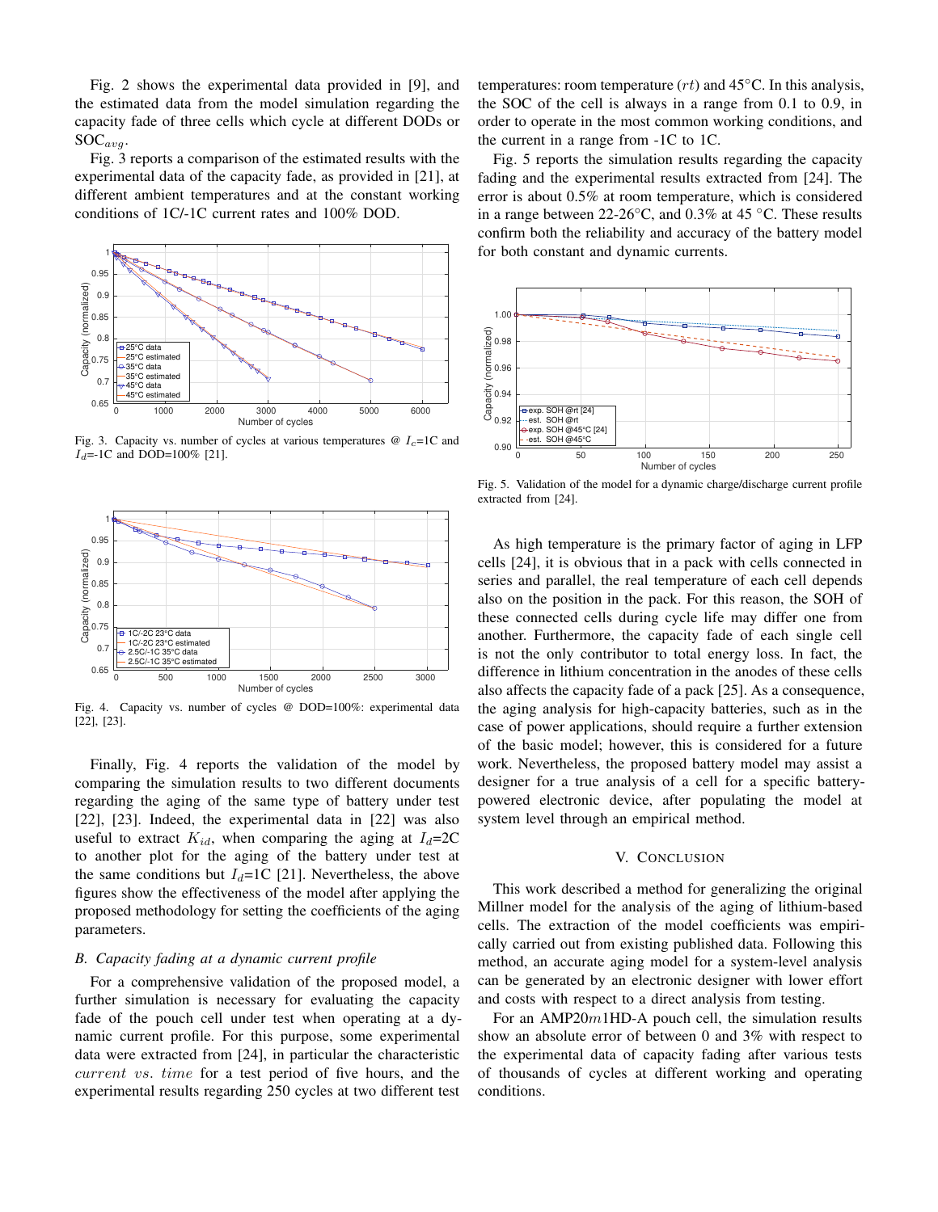Fig. 2 shows the experimental data provided in [9], and the estimated data from the model simulation regarding the capacity fade of three cells which cycle at different DODs or $SOC_{avg}$.

Fig. 3 reports a comparison of the estimated results with the experimental data of the capacity fade, as provided in [21], at different ambient temperatures and at the constant working conditions of 1C/-1C current rates and 100% DOD.

Fig. 3. Capacity vs. number of cycles at various temperatures @ $I_c$=1C and $I_d$=-1C and DOD=100% [21].

Fig. 4. Capacity vs. number of cycles @ DOD=100%: experimental data [22], [23].

Finally, Fig. 4 reports the validation of the model by comparing the simulation results to two different documents regarding the aging of the same type of battery under test [22], [23]. Indeed, the experimental data in [22] was also useful to extract $K_{id}$, when comparing the aging at $I_d$=2C to another plot for the aging of the battery under test at the same conditions but $I_d$=1C [21]. Nevertheless, the above figures show the effectiveness of the model after applying the proposed methodology for setting the coefficients of the aging parameters.

### *B. Capacity fading at a dynamic current profile*

For a comprehensive validation of the proposed model, a further simulation is necessary for evaluating the capacity fade of the pouch cell under test when operating at a dynamic current profile. For this purpose, some experimental data were extracted from [24], in particular the characteristic *current vs. time* for a test period of five hours, and the experimental results regarding 250 cycles at two different test temperatures: room temperature ($rt$) and 45°C. In this analysis, the SOC of the cell is always in a range from 0.1 to 0.9, in order to operate in the most common working conditions, and the current in a range from -1C to 1C.

Fig. 5 reports the simulation results regarding the capacity fading and the experimental results extracted from [24]. The error is about 0.5% at room temperature, which is considered in a range between 22-26°C, and 0.3% at 45 °C. These results confirm both the reliability and accuracy of the battery model for both constant and dynamic currents.

Fig. 5. Validation of the model for a dynamic charge/discharge current profile extracted from [24].

As high temperature is the primary factor of aging in LFP cells [24], it is obvious that in a pack with cells connected in series and parallel, the real temperature of each cell depends also on the position in the pack. For this reason, the SOH of these connected cells during cycle life may differ one from another. Furthermore, the capacity fade of each single cell is not the only contributor to total energy loss. In fact, the difference in lithium concentration in the anodes of these cells also affects the capacity fade of a pack [25]. As a consequence, the aging analysis for high-capacity batteries, such as in the case of power applications, should require a further extension of the basic model; however, this is considered for a future work. Nevertheless, the proposed battery model may assist a designer for a true analysis of a cell for a specific battery-powered electronic device, after populating the model at system level through an empirical method.

## V. Conclusion

This work described a method for generalizing the original Millner model for the analysis of the aging of lithium-based cells. The extraction of the model coefficients was empirically carried out from existing published data. Following this method, an accurate aging model for a system-level analysis can be generated by an electronic designer with lower effort and costs with respect to a direct analysis from testing.

For an AMP20$m$1HD-A pouch cell, the simulation results show an absolute error of between 0 and 3% with respect to the experimental data of capacity fading after various tests of thousands of cycles at different working and operating conditions.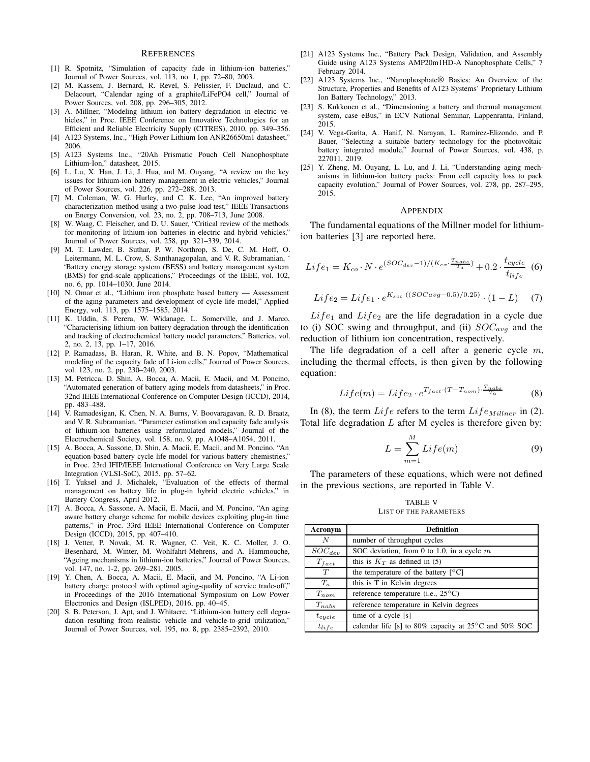## References

[1] R. Spotnitz, "Simulation of capacity fade in lithium-ion batteries," Journal of Power Sources, vol. 113, no. 1, pp. 72–80, 2003.

[2] M. Kassem, J. Bernard, R. Revel, S. Pelissier, F. Duclaud, and C. Delacourt, "Calendar aging of a graphite/LiFePO4 cell," Journal of Power Sources, vol. 208, pp. 296–305, 2012.

[3] A. Millner, "Modeling lithium ion battery degradation in electric vehicles," in Proc. IEEE Conference on Innovative Technologies for an Efficient and Reliable Electricity Supply (CITRES), 2010, pp. 349–356.

[4] A123 Systems, Inc., "High Power Lithium Ion ANR26650m1 datasheet," 2006.

[5] A123 Systems Inc., "20Ah Prismatic Pouch Cell Nanophosphate Lithium-Ion," datasheet, 2015.

[6] L. Lu, X. Han, J. Li, J. Hua, and M. Ouyang, "A review on the key issues for lithium-ion battery management in electric vehicles," Journal of Power Sources, vol. 226, pp. 272–288, 2013.

[7] M. Coleman, W. G. Hurley, and C. K. Lee, "An improved battery characterization method using a two-pulse load test," IEEE Transactions on Energy Conversion, vol. 23, no. 2, pp. 708–713, June 2008.

[8] W. Waag, C. Fleischer, and D. U. Sauer, "Critical review of the methods for monitoring of lithium-ion batteries in electric and hybrid vehicles," Journal of Power Sources, vol. 258, pp. 321–339, 2014.

[9] M. T. Lawder, B. Suthar, P. W. Northrop, S. De, C. M. Hoff, O. Leitermann, M. L. Crow, S. Santhanagopalan, and V. R. Subramanian, ' 'Battery energy storage system (BESS) and battery management system (BMS) for grid-scale applications," Proceedings of the IEEE, vol. 102, no. 6, pp. 1014–1030, June 2014.

[10] N. Omar et al., "Lithium iron phosphate based battery — Assessment of the aging parameters and development of cycle life model," Applied Energy, vol. 113, pp. 1575–1585, 2014.

[11] K. Uddin, S. Perera, W. Widanage, L. Somerville, and J. Marco, "Characterising lithium-ion battery degradation through the identification and tracking of electrochemical battery model parameters," Batteries, vol. 2, no. 2, 13, pp. 1–17, 2016.

[12] P. Ramadass, B. Haran, R. White, and B. N. Popov, "Mathematical modeling of the capacity fade of Li-ion cells," Journal of Power Sources, vol. 123, no. 2, pp. 230–240, 2003.

[13] M. Petricca, D. Shin, A. Bocca, A. Macii, E. Macii, and M. Poncino, "Automated generation of battery aging models from datasheets," in Proc. 32nd IEEE International Conference on Computer Design (ICCD), 2014, pp. 483–488.

[14] V. Ramadesigan, K. Chen, N. A. Burns, V. Boovaragavan, R. D. Braatz, and V. R. Subramanian, "Parameter estimation and capacity fade analysis of lithium-ion batteries using reformulated models," Journal of the Electrochemical Society, vol. 158, no. 9, pp. A1048–A1054, 2011.

[15] A. Bocca, A. Sassone, D. Shin, A. Macii, E. Macii, and M. Poncino, "An equation-based battery cycle life model for various battery chemistries," in Proc. 23rd IFIP/IEEE International Conference on Very Large Scale Integration (VLSI-SoC), 2015, pp. 57–62.

[16] T. Yuksel and J. Michalek, "Evaluation of the effects of thermal management on battery life in plug-in hybrid electric vehicles," in Battery Congress, April 2012.

[17] A. Bocca, A. Sassone, A. Macii, E. Macii, and M. Poncino, "An aging aware battery charge scheme for mobile devices exploiting plug-in time patterns," in Proc. 33rd IEEE International Conference on Computer Design (ICCD), 2015, pp. 407–410.

[18] J. Vetter, P. Novak, M. R. Wagner, C. Veit, K. C. Moller, J. O. Besenhard, M. Winter, M. Wohlfahrt-Mehrens, and A. Hammouche, "Ageing mechanisms in lithium-ion batteries," Journal of Power Sources, vol. 147, no. 1-2, pp. 269–281, 2005.

[19] Y. Chen, A. Bocca, A. Macii, E. Macii, and M. Poncino, "A Li-ion battery charge protocol with optimal aging-quality of service trade-off," in Proceedings of the 2016 International Symposium on Low Power Electronics and Design (ISLPED), 2016, pp. 40–45.

[20] S. B. Peterson, J. Apt, and J. Whitacre, "Lithium-ion battery cell degradation resulting from realistic vehicle and vehicle-to-grid utilization," Journal of Power Sources, vol. 195, no. 8, pp. 2385–2392, 2010.

[21] A123 Systems Inc., "Battery Pack Design, Validation, and Assembly Guide using A123 Systems AMP20m1HD-A Nanophosphate Cells," 7 February 2014.

[22] A123 Systems Inc., "Nanophosphate® Basics: An Overview of the Structure, Properties and Benefits of A123 Systems' Proprietary Lithium Ion Battery Technology," 2013.

[23] S. Kukkonen et al., "Dimensioning a battery and thermal management system, case eBus," in ECV National Seminar, Lappenranta, Finland, 2015.

[24] V. Vega-Garita, A. Hanif, N. Narayan, L. Ramirez-Elizondo, and P. Bauer, "Selecting a suitable battery technology for the photovoltaic battery integrated module," Journal of Power Sources, vol. 438, p. 227011, 2019.

[25] Y. Zheng, M. Ouyang, L. Lu, and J. Li, "Understanding aging mechanisms in lithium-ion battery packs: From cell capacity loss to pack capacity evolution," Journal of Power Sources, vol. 278, pp. 287–295, 2015.

## Appendix

The fundamental equations of the Millner model for lithium-ion batteries [3] are reported here.

$$Life_1 = K_{co} \cdot N \cdot e^{(SOC_{dev}-1)/(K_{ex} \cdot \frac{T_{nabs}}{T_a})} + 0.2 \cdot \frac{t_{cycle}}{t_{life}} \quad (6)$$

$$Life_2 = Life_1 \cdot e^{K_{soc} \cdot ((SOCavg-0.5)/0.25)} \cdot (1 - L) \quad (7)$$

$Life_1$ and $Life_2$ are the life degradation in a cycle due to (i) SOC swing and throughput, and (ii) $SOC_{avg}$ and the reduction of lithium ion concentration, respectively.

The life degradation of a cell after a generic cycle $m$, including the thermal effects, is then given by the following equation:

$$Life(m) = Life_2 \cdot e^{T_{fact} \cdot (T - T_{nom}) \cdot \frac{T_{nabs}}{T_a}} \quad (8)$$

In (8), the term $Life$ refers to the term $Life_{Millner}$ in (2). Total life degradation $L$ after M cycles is therefore given by:

$$L = \sum_{m=1}^{M} Life(m) \quad (9)$$

The parameters of these equations, which were not defined in the previous sections, are reported in Table V.

TABLE V
LIST OF THE PARAMETERS

| Acronym | Definition |
|---|---|
| $N$ | number of throughput cycles |
| $SOC_{dev}$ | SOC deviation, from 0 to 1.0, in a cycle $m$ |
| $T_{fact}$ | this is $K_T$ as defined in (5) |
| $T$ | the temperature of the battery [°C] |
| $T_a$ | this is T in Kelvin degrees |
| $T_{nom}$ | reference temperature (i.e., 25°C) |
| $T_{nabs}$ | reference temperature in Kelvin degrees |
| $t_{cycle}$ | time of a cycle [s] |
| $t_{life}$ | calendar life [s] to 80% capacity at 25°C and 50% SOC |